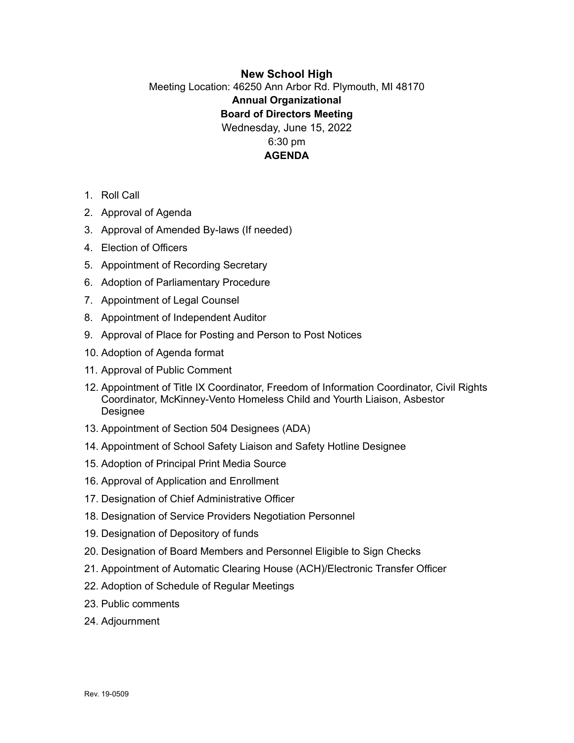**New School High**

Meeting Location: 46250 Ann Arbor Rd. Plymouth, MI 48170

**Annual Organizational**

**Board of Directors Meeting**

Wednesday, June 15, 2022

6:30 pm

**AGENDA**

1. Roll Call
2. Approval of Agenda
3. Approval of Amended By-laws (If needed)
4. Election of Officers
5. Appointment of Recording Secretary
6. Adoption of Parliamentary Procedure
7. Appointment of Legal Counsel
8. Appointment of Independent Auditor
9. Approval of Place for Posting and Person to Post Notices
10. Adoption of Agenda format
11. Approval of Public Comment
12. Appointment of Title IX Coordinator, Freedom of Information Coordinator, Civil Rights Coordinator, McKinney-Vento Homeless Child and Yourth Liaison, Asbestor Designee
13. Appointment of Section 504 Designees (ADA)
14. Appointment of School Safety Liaison and Safety Hotline Designee
15. Adoption of Principal Print Media Source
16. Approval of Application and Enrollment
17. Designation of Chief Administrative Officer
18. Designation of Service Providers Negotiation Personnel
19. Designation of Depository of funds
20. Designation of Board Members and Personnel Eligible to Sign Checks
21. Appointment of Automatic Clearing House (ACH)/Electronic Transfer Officer
22. Adoption of Schedule of Regular Meetings
23. Public comments
24. Adjournment

Rev. 19-0509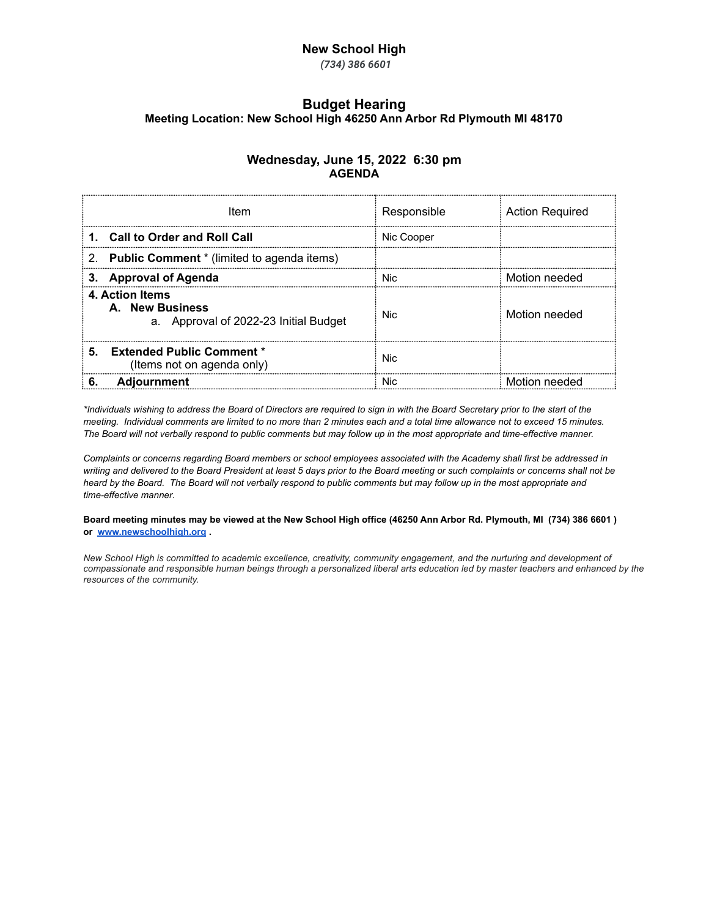# New School High

*(734) 386 6601*

## Budget Hearing

**Meeting Location: New School High 46250 Ann Arbor Rd Plymouth MI 48170**

**Wednesday, June 15, 2022 6:30 pm**
**AGENDA**

| Item | Responsible | Action Required |
|---|---|---|
| **1. Call to Order and Roll Call** | Nic Cooper | |
| 2. **Public Comment** * (limited to agenda items) | | |
| **3. Approval of Agenda** | Nic | Motion needed |
| **4. Action Items**<br>**A. New Business**<br>a. Approval of 2022-23 Initial Budget | Nic | Motion needed |
| **5. Extended Public Comment** *<br>(Items not on agenda only) | Nic | |
| **6. Adjournment** | Nic | Motion needed |

*\*Individuals wishing to address the Board of Directors are required to sign in with the Board Secretary prior to the start of the meeting. Individual comments are limited to no more than 2 minutes each and a total time allowance not to exceed 15 minutes. The Board will not verbally respond to public comments but may follow up in the most appropriate and time-effective manner.*

*Complaints or concerns regarding Board members or school employees associated with the Academy shall first be addressed in writing and delivered to the Board President at least 5 days prior to the Board meeting or such complaints or concerns shall not be heard by the Board. The Board will not verbally respond to public comments but may follow up in the most appropriate and time-effective manner.*

**Board meeting minutes may be viewed at the New School High office (46250 Ann Arbor Rd. Plymouth, MI (734) 386 6601 ) or [www.newschoolhigh.org](http://www.newschoolhigh.org) .**

*New School High is committed to academic excellence, creativity, community engagement, and the nurturing and development of compassionate and responsible human beings through a personalized liberal arts education led by master teachers and enhanced by the resources of the community.*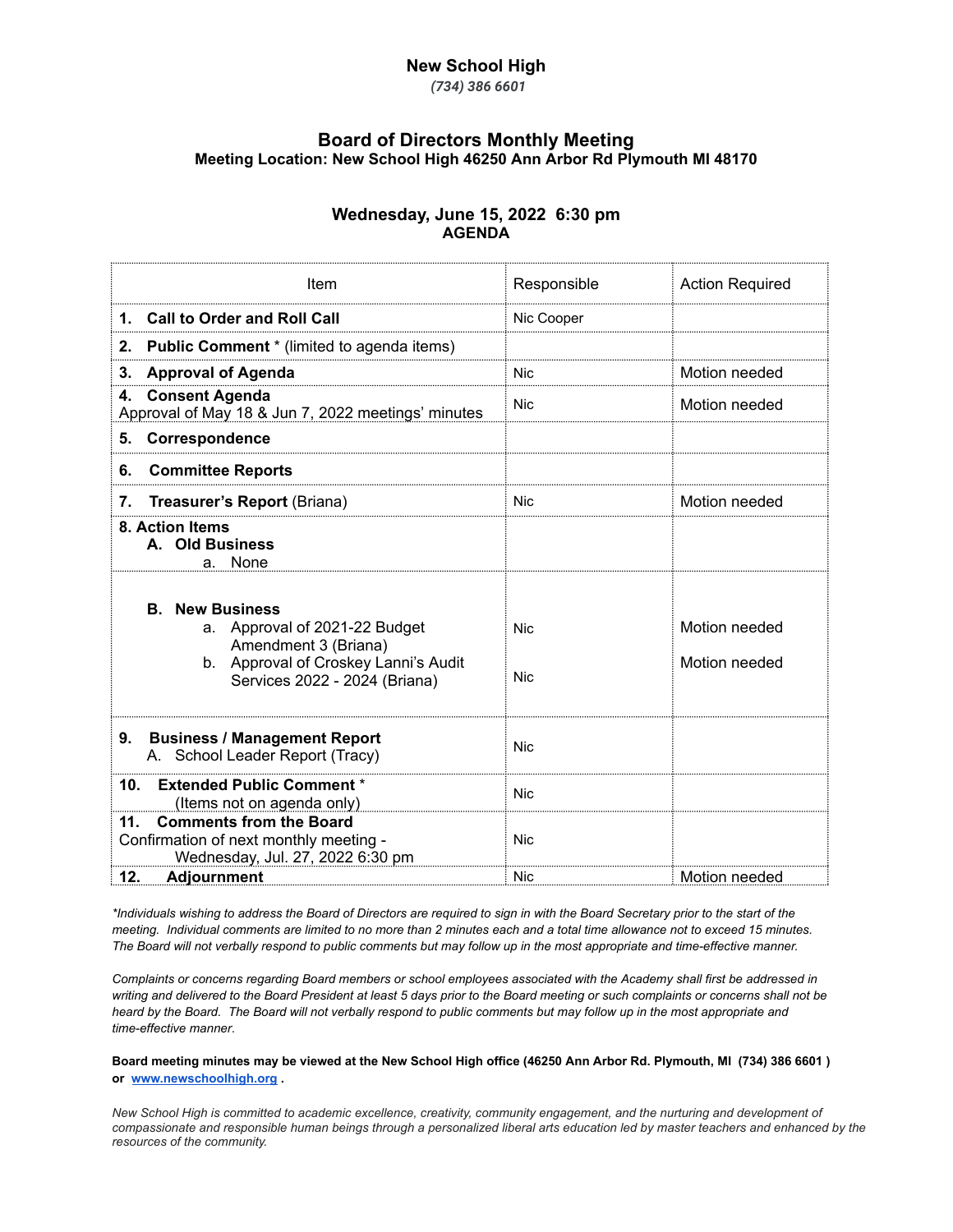# New School High

*(734) 386 6601*

## Board of Directors Monthly Meeting

**Meeting Location: New School High 46250 Ann Arbor Rd Plymouth MI 48170**

### Wednesday, June 15, 2022 6:30 pm
### AGENDA

| Item | Responsible | Action Required |
|---|---|---|
| **1. Call to Order and Roll Call** | Nic Cooper | |
| **2. Public Comment** * (limited to agenda items) | | |
| **3. Approval of Agenda** | Nic | Motion needed |
| **4. Consent Agenda**<br>Approval of May 18 & Jun 7, 2022 meetings' minutes | Nic | Motion needed |
| **5. Correspondence** | | |
| **6. Committee Reports** | | |
| **7. Treasurer's Report** (Briana) | Nic | Motion needed |
| **8. Action Items**<br>**A. Old Business**<br>a. None | | |
| **B. New Business**<br>a. Approval of 2021-22 Budget Amendment 3 (Briana)<br>b. Approval of Croskey Lanni's Audit Services 2022 - 2024 (Briana) | Nic<br><br>Nic | Motion needed<br><br>Motion needed |
| **9. Business / Management Report**<br>A. School Leader Report (Tracy) | Nic | |
| **10. Extended Public Comment** *<br>(Items not on agenda only) | Nic | |
| **11. Comments from the Board**<br>Confirmation of next monthly meeting - Wednesday, Jul. 27, 2022 6:30 pm | Nic | |
| **12. Adjournment** | Nic | Motion needed |

*\*Individuals wishing to address the Board of Directors are required to sign in with the Board Secretary prior to the start of the meeting. Individual comments are limited to no more than 2 minutes each and a total time allowance not to exceed 15 minutes. The Board will not verbally respond to public comments but may follow up in the most appropriate and time-effective manner.*

*Complaints or concerns regarding Board members or school employees associated with the Academy shall first be addressed in writing and delivered to the Board President at least 5 days prior to the Board meeting or such complaints or concerns shall not be heard by the Board. The Board will not verbally respond to public comments but may follow up in the most appropriate and time-effective manner.*

**Board meeting minutes may be viewed at the New School High office (46250 Ann Arbor Rd. Plymouth, MI (734) 386 6601 ) or [www.newschoolhigh.org](http://www.newschoolhigh.org) .**

*New School High is committed to academic excellence, creativity, community engagement, and the nurturing and development of compassionate and responsible human beings through a personalized liberal arts education led by master teachers and enhanced by the resources of the community.*